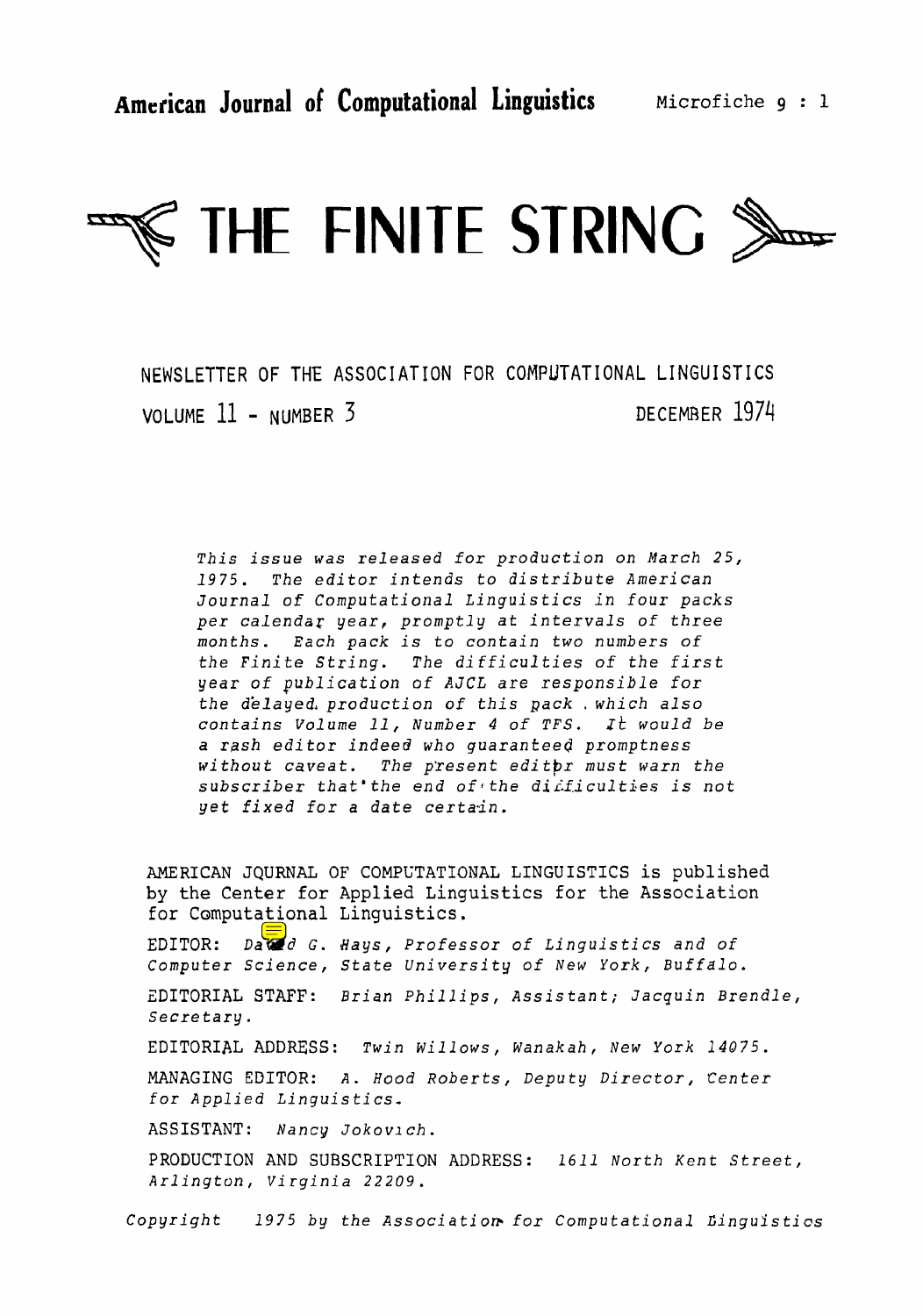**American Journal of Computational Linguistics** Microfiche 9 : 1

# THE FINITE STRING

NEWSLETTER OF THE ASSOCIATION FOR COMPUTATIONAL LINGUISTICS

VOLUME 11 - NUMBER 3 DECEMBER 1974

*This issue was released for production on March 25, 1975. The editor intends to distribute American Journal of Computational Linguistics in four packs per calendar year, promptly at intervals of three months. Each pack is to contain two numbers of the Finite String. The difficulties of the first year of publication of AJCL are responsible for the delayed production of this pack which also contains Volume 11, Number 4 of TFS. It would be a rash editor indeed who guaranteed promptness without caveat. The present editor must warn the subscriber that the end of the difficulties is not yet fixed for a date certain.*

AMERICAN JOURNAL OF COMPUTATIONAL LINGUISTICS is published by the Center for Applied Linguistics for the Association for Computational Linguistics.

EDITOR: *David G. Hays, Professor of Linguistics and of Computer Science, State University of New York, Buffalo.*

EDITORIAL STAFF: *Brian Phillips, Assistant; Jacquin Brendle, Secretary.*

EDITORIAL ADDRESS: *Twin Willows, Wanakah, New York 14075.*

MANAGING EDITOR: *A. Hood Roberts, Deputy Director, Center for Applied Linguistics.*

ASSISTANT: *Nancy Jokovich.*

PRODUCTION AND SUBSCRIPTION ADDRESS: *1611 North Kent Street, Arlington, Virginia 22209.*

*Copyright 1975 by the Association for Computational Linguistics*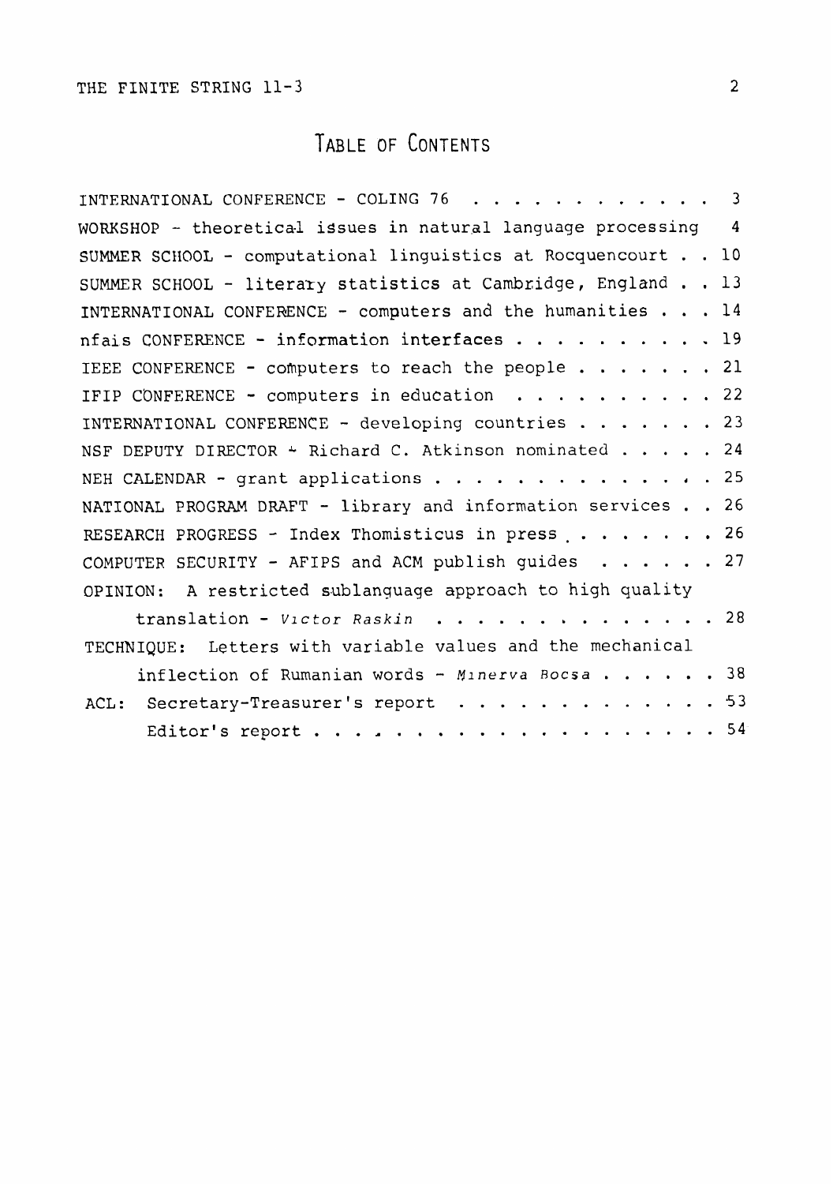# TABLE OF CONTENTS

| | |
|---|---|
| INTERNATIONAL CONFERENCE - COLING 76 | 3 |
| WORKSHOP - theoretical issues in natural language processing | 4 |
| SUMMER SCHOOL - computational linguistics at Rocquencourt | 10 |
| SUMMER SCHOOL - literary statistics at Cambridge, England | 13 |
| INTERNATIONAL CONFERENCE - computers and the humanities | 14 |
| nfais CONFERENCE - information interfaces | 19 |
| IEEE CONFERENCE - computers to reach the people | 21 |
| IFIP CONFERENCE - computers in education | 22 |
| INTERNATIONAL CONFERENCE - developing countries | 23 |
| NSF DEPUTY DIRECTOR - Richard C. Atkinson nominated | 24 |
| NEH CALENDAR - grant applications | 25 |
| NATIONAL PROGRAM DRAFT - library and information services | 26 |
| RESEARCH PROGRESS - Index Thomisticus in press | 26 |
| COMPUTER SECURITY - AFIPS and ACM publish guides | 27 |
| OPINION: A restricted sublanguage approach to high quality translation - *Victor Raskin* | 28 |
| TECHNIQUE: Letters with variable values and the mechanical inflection of Rumanian words - *Minerva Bocsa* | 38 |
| ACL: Secretary-Treasurer's report | 53 |
| Editor's report | 54 |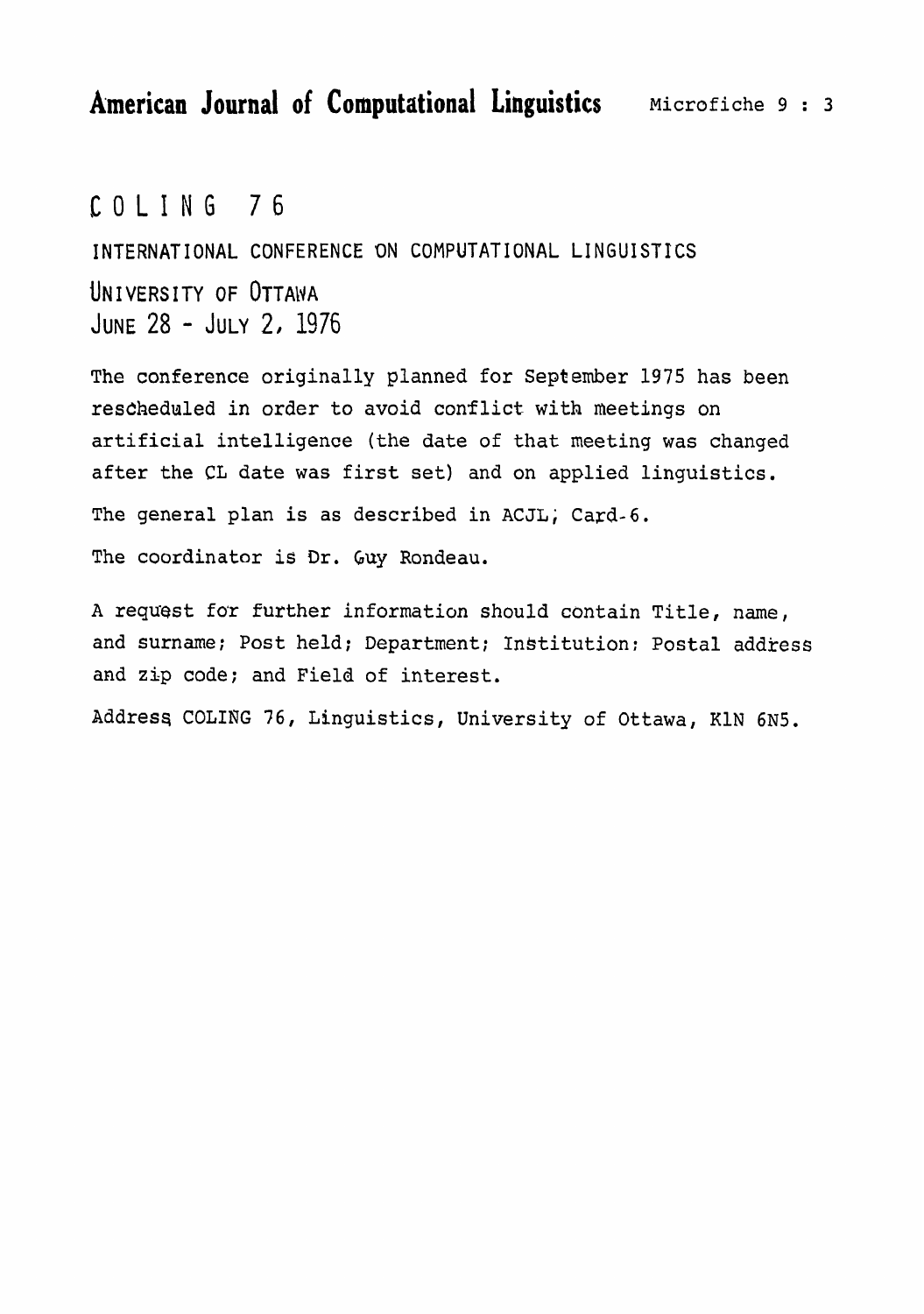# COLING 76

INTERNATIONAL CONFERENCE ON COMPUTATIONAL LINGUISTICS

UNIVERSITY OF OTTAWA
JUNE 28 - JULY 2, 1976

The conference originally planned for September 1975 has been rescheduled in order to avoid conflict with meetings on artificial intelligence (the date of that meeting was changed after the CL date was first set) and on applied linguistics.

The general plan is as described in ACJL; Card-6.

The coordinator is Dr. Guy Rondeau.

A request for further information should contain Title, name, and surname; Post held; Department; Institution: Postal address and zip code; and Field of interest.

Address COLING 76, Linguistics, University of Ottawa, K1N 6N5.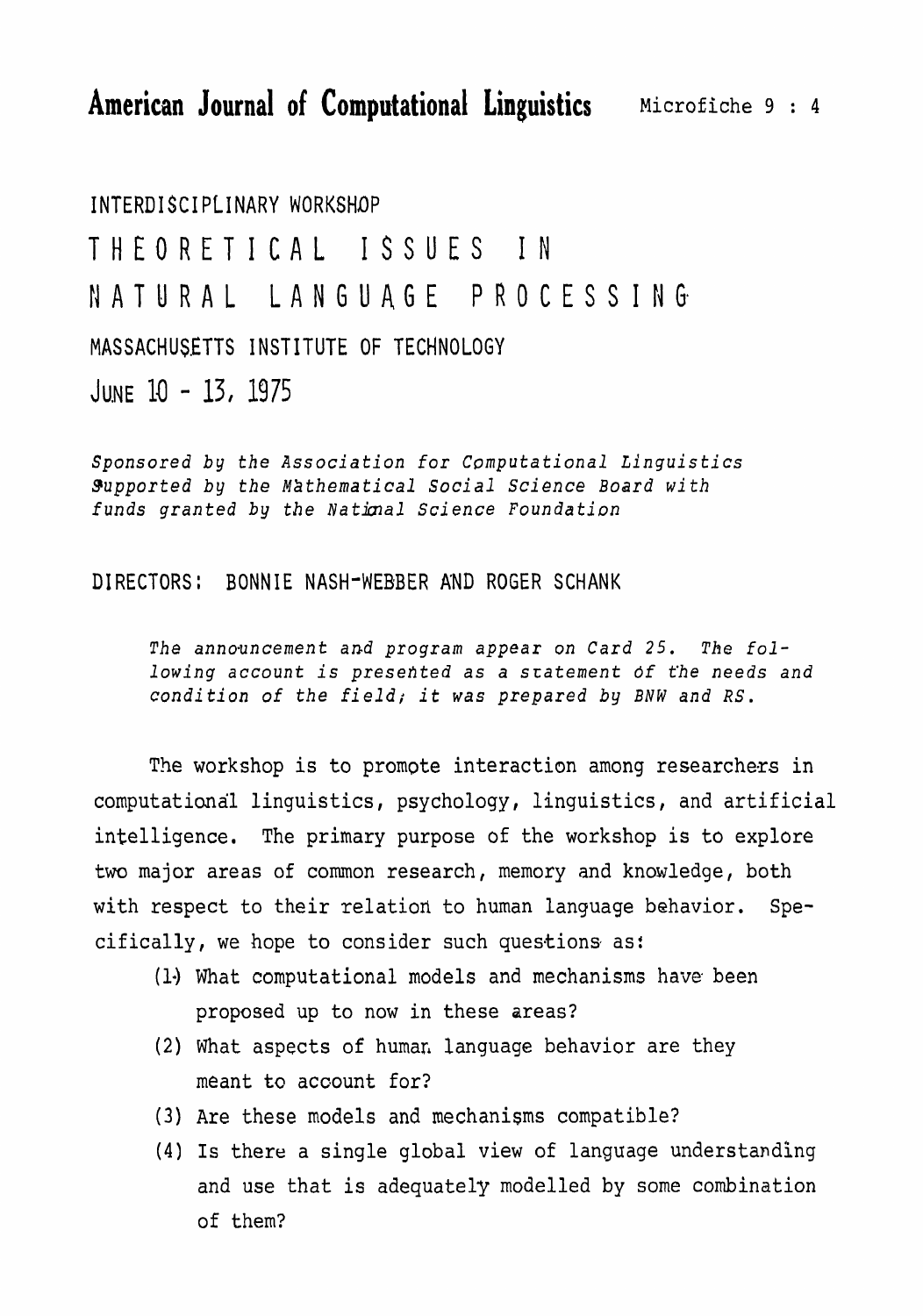**American Journal of Computational Linguistics** Microfiche 9 : 4

INTERDISCIPLINARY WORKSHOP

# THEORETICAL ISSUES IN NATURAL LANGUAGE PROCESSING

MASSACHUSETTS INSTITUTE OF TECHNOLOGY

JUNE 10 - 13, 1975

*Sponsored by the Association for Computational Linguistics*
*Supported by the Mathematical Social Science Board with funds granted by the National Science Foundation*

DIRECTORS: BONNIE NASH-WEBBER AND ROGER SCHANK

*The announcement and program appear on Card 25. The following account is presented as a statement of the needs and condition of the field; it was prepared by BNW and RS.*

The workshop is to promote interaction among researchers in computational linguistics, psychology, linguistics, and artificial intelligence. The primary purpose of the workshop is to explore two major areas of common research, memory and knowledge, both with respect to their relation to human language behavior. Specifically, we hope to consider such questions as:

(1) What computational models and mechanisms have been proposed up to now in these areas?

(2) What aspects of human language behavior are they meant to account for?

(3) Are these models and mechanisms compatible?

(4) Is there a single global view of language understanding and use that is adequately modelled by some combination of them?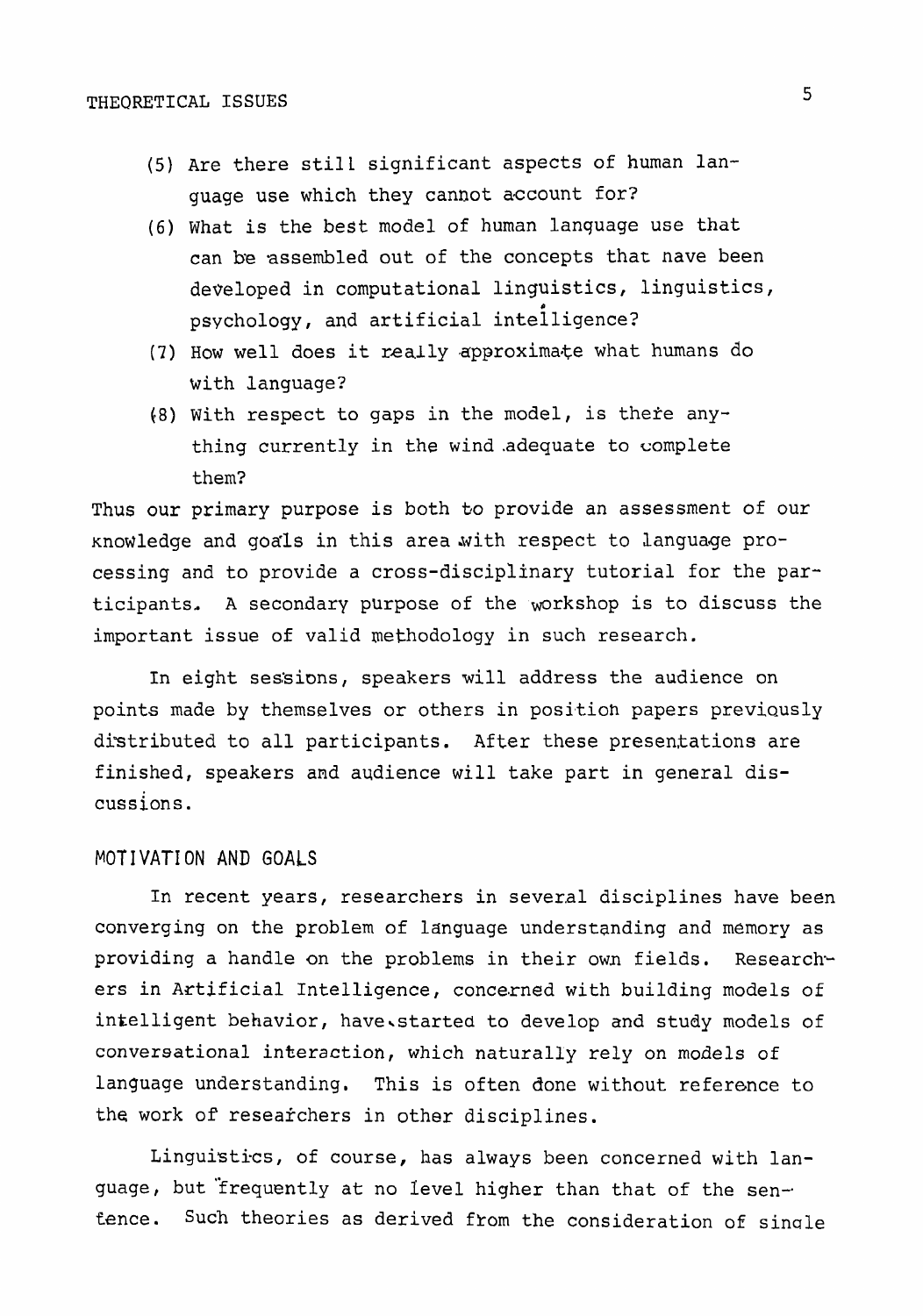(5) Are there still significant aspects of human language use which they cannot account for?

(6) What is the best model of human language use that can be assembled out of the concepts that have been developed in computational linguistics, linguistics, psychology, and artificial intelligence?

(7) How well does it really approximate what humans do with language?

(8) With respect to gaps in the model, is there anything currently in the wind adequate to complete them?

Thus our primary purpose is both to provide an assessment of our knowledge and goals in this area with respect to language processing and to provide a cross-disciplinary tutorial for the participants. A secondary purpose of the workshop is to discuss the important issue of valid methodology in such research.

In eight sessions, speakers will address the audience on points made by themselves or others in position papers previously distributed to all participants. After these presentations are finished, speakers and audience will take part in general discussions.

## MOTIVATION AND GOALS

In recent years, researchers in several disciplines have been converging on the problem of language understanding and memory as providing a handle on the problems in their own fields. Researchers in Artificial Intelligence, concerned with building models of intelligent behavior, have started to develop and study models of conversational interaction, which naturally rely on models of language understanding. This is often done without reference to the work of researchers in other disciplines.

Linguistics, of course, has always been concerned with language, but frequently at no level higher than that of the sentence. Such theories as derived from the consideration of single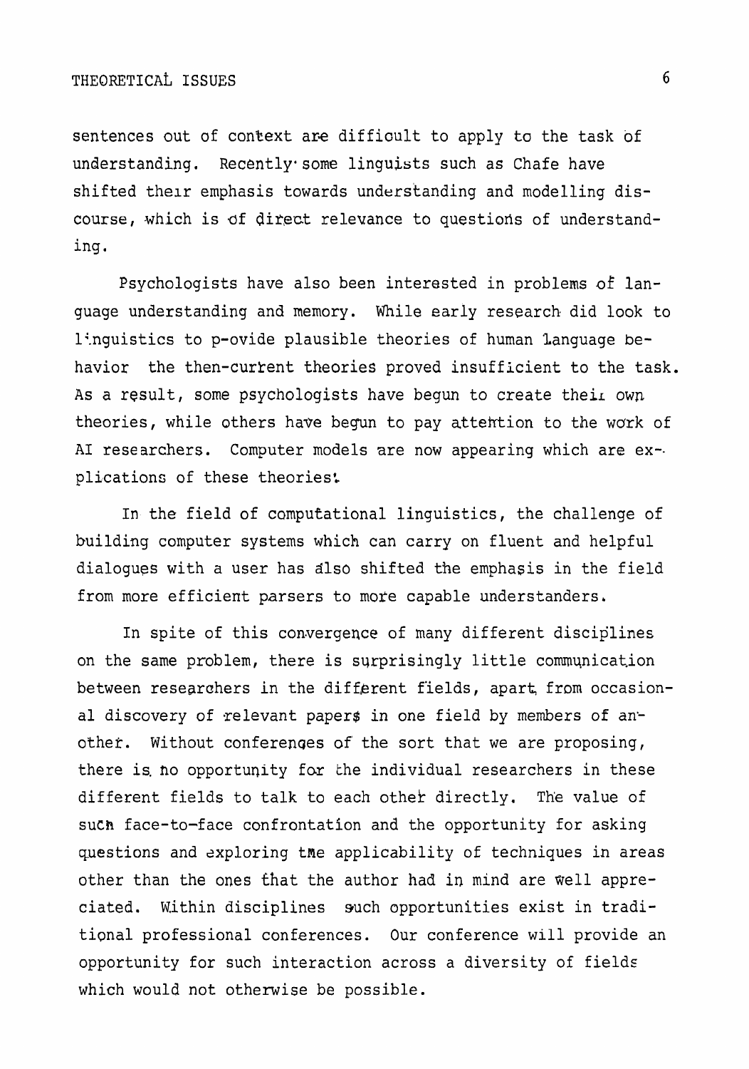sentences out of context are difficult to apply to the task of understanding. Recently some linguists such as Chafe have shifted their emphasis towards understanding and modelling discourse, which is of direct relevance to questions of understanding.

Psychologists have also been interested in problems of language understanding and memory. While early research did look to linguistics to provide plausible theories of human language behavior the then-current theories proved insufficient to the task. As a result, some psychologists have begun to create their own theories, while others have begun to pay attention to the work of AI researchers. Computer models are now appearing which are explications of these theories.

In the field of computational linguistics, the challenge of building computer systems which can carry on fluent and helpful dialogues with a user has also shifted the emphasis in the field from more efficient parsers to more capable understanders.

In spite of this convergence of many different disciplines on the same problem, there is surprisingly little communication between researchers in the different fields, apart from occasional discovery of relevant papers in one field by members of another. Without conferences of the sort that we are proposing, there is no opportunity for the individual researchers in these different fields to talk to each other directly. The value of such face-to-face confrontation and the opportunity for asking questions and exploring the applicability of techniques in areas other than the ones that the author had in mind are well appreciated. Within disciplines such opportunities exist in traditional professional conferences. Our conference will provide an opportunity for such interaction across a diversity of fields which would not otherwise be possible.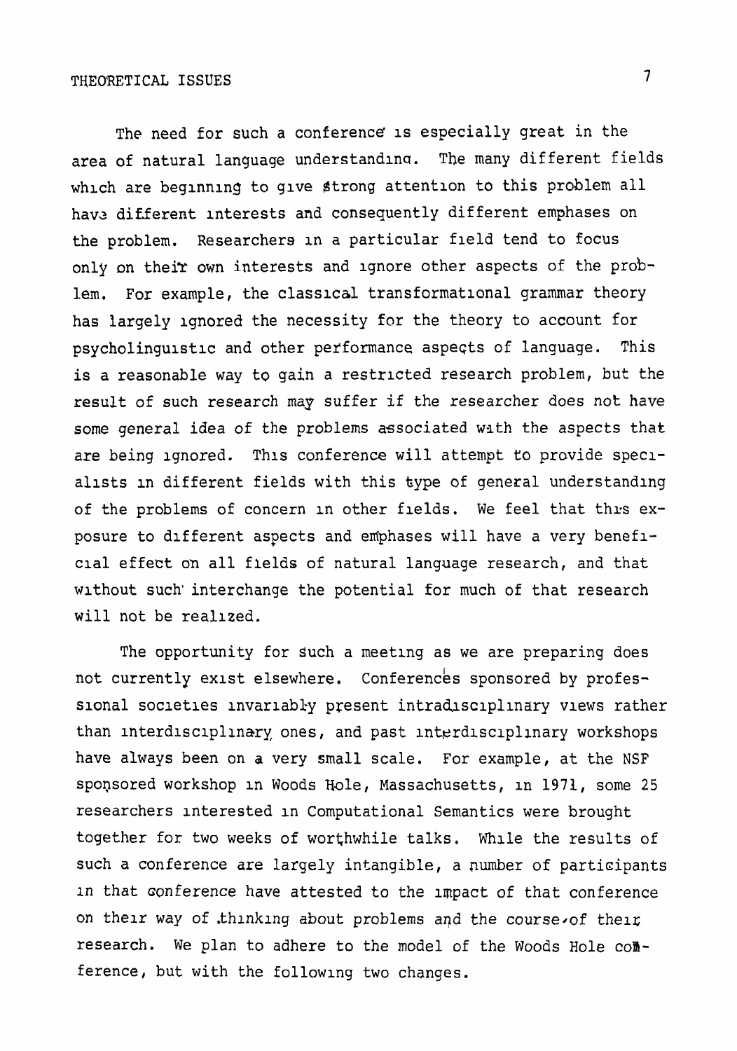The need for such a conference is especially great in the area of natural language understanding. The many different fields which are beginning to give strong attention to this problem all have different interests and consequently different emphases on the problem. Researchers in a particular field tend to focus only on their own interests and ignore other aspects of the problem. For example, the classical transformational grammar theory has largely ignored the necessity for the theory to account for psycholinguistic and other performance aspects of language. This is a reasonable way to gain a restricted research problem, but the result of such research may suffer if the researcher does not have some general idea of the problems associated with the aspects that are being ignored. This conference will attempt to provide specialists in different fields with this type of general understanding of the problems of concern in other fields. We feel that this exposure to different aspects and emphases will have a very beneficial effect on all fields of natural language research, and that without such interchange the potential for much of that research will not be realized.

The opportunity for such a meeting as we are preparing does not currently exist elsewhere. Conferences sponsored by professional societies invariably present intradisciplinary views rather than interdisciplinary ones, and past interdisciplinary workshops have always been on a very small scale. For example, at the NSF sponsored workshop in Woods Hole, Massachusetts, in 1971, some 25 researchers interested in Computational Semantics were brought together for two weeks of worthwhile talks. While the results of such a conference are largely intangible, a number of participants in that conference have attested to the impact of that conference on their way of thinking about problems and the course of their research. We plan to adhere to the model of the Woods Hole conference, but with the following two changes.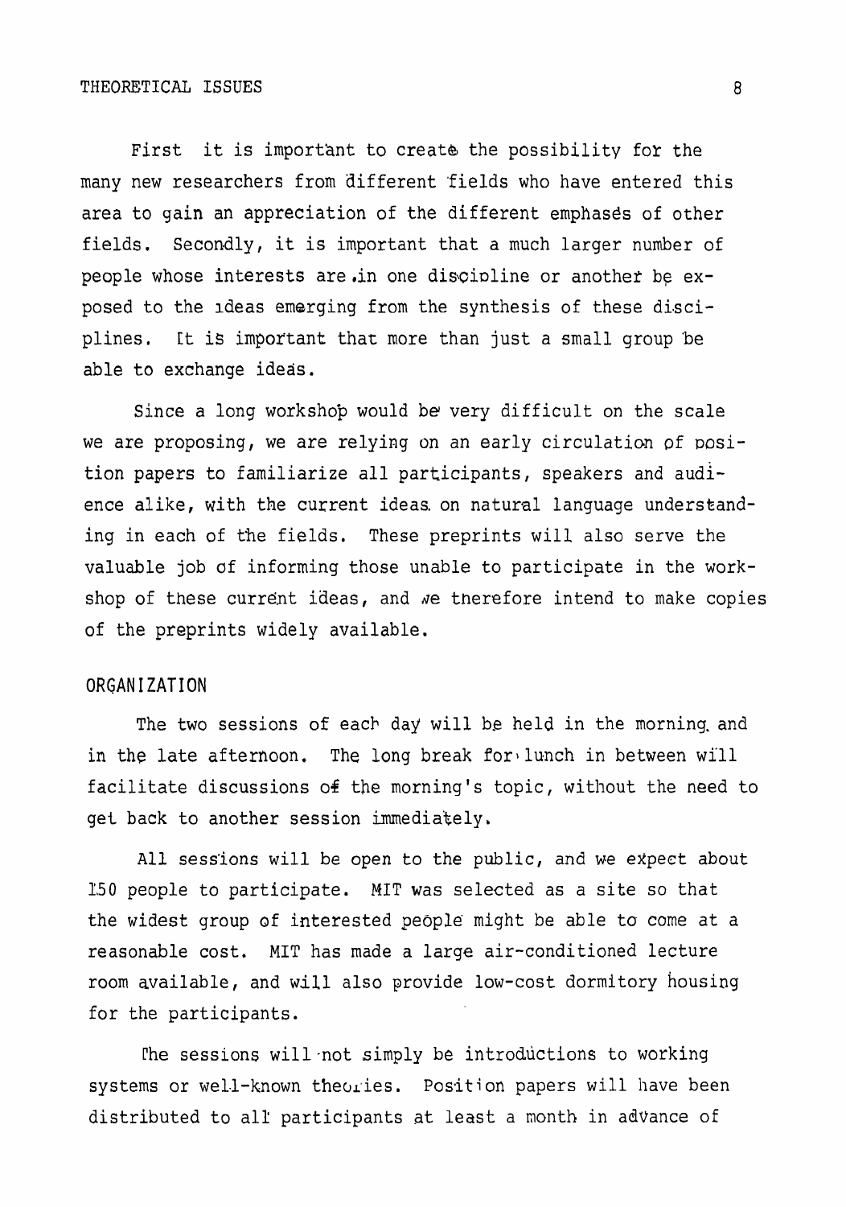First it is important to create the possibility for the many new researchers from different fields who have entered this area to gain an appreciation of the different emphases of other fields. Secondly, it is important that a much larger number of people whose interests are in one discipline or another be exposed to the ideas emerging from the synthesis of these disciplines. It is important that more than just a small group be able to exchange ideas.

Since a long workshop would be very difficult on the scale we are proposing, we are relying on an early circulation of position papers to familiarize all participants, speakers and audience alike, with the current ideas on natural language understanding in each of the fields. These preprints will also serve the valuable job of informing those unable to participate in the workshop of these current ideas, and we therefore intend to make copies of the preprints widely available.

## ORGANIZATION

The two sessions of each day will be held in the morning and in the late afternoon. The long break for lunch in between will facilitate discussions of the morning's topic, without the need to get back to another session immediately.

All sessions will be open to the public, and we expect about 150 people to participate. MIT was selected as a site so that the widest group of interested people might be able to come at a reasonable cost. MIT has made a large air-conditioned lecture room available, and will also provide low-cost dormitory housing for the participants.

The sessions will not simply be introductions to working systems or well-known theories. Position papers will have been distributed to all participants at least a month in advance of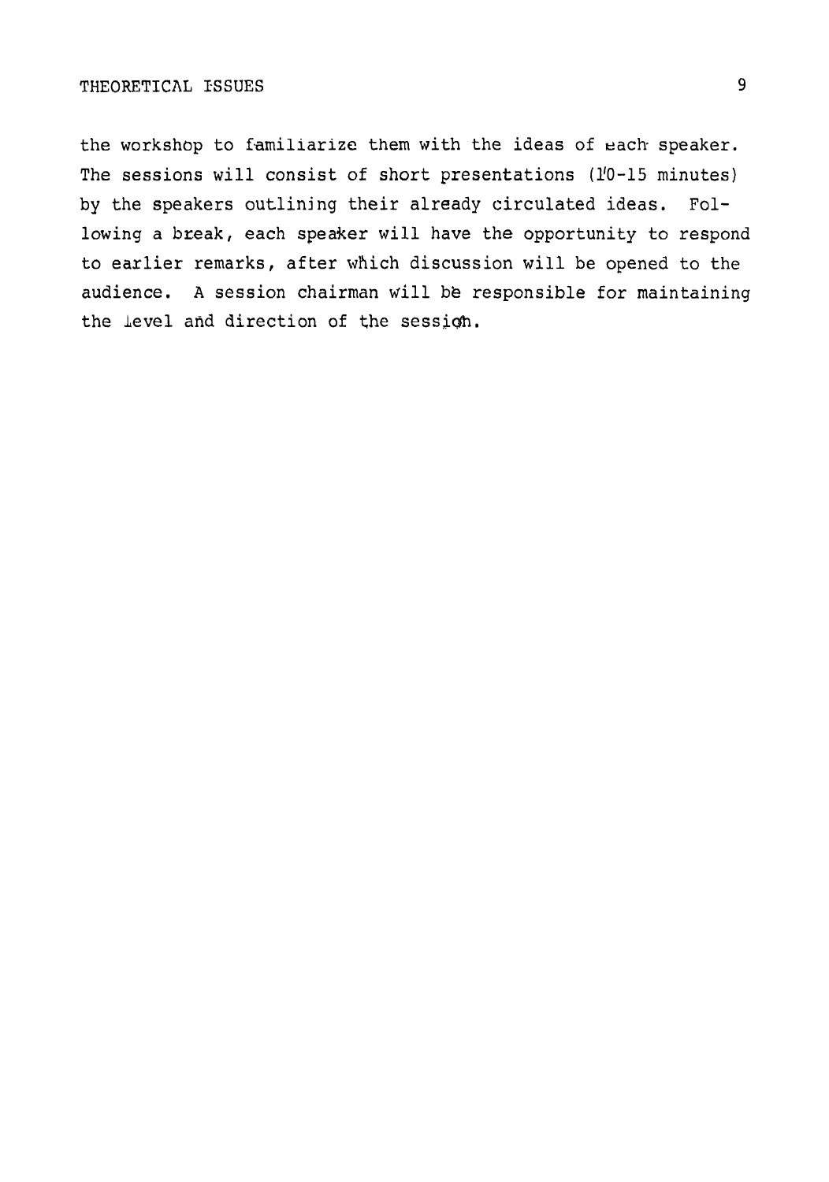the workshop to familiarize them with the ideas of each speaker. The sessions will consist of short presentations (10-15 minutes) by the speakers outlining their already circulated ideas. Following a break, each speaker will have the opportunity to respond to earlier remarks, after which discussion will be opened to the audience. A session chairman will be responsible for maintaining the level and direction of the session.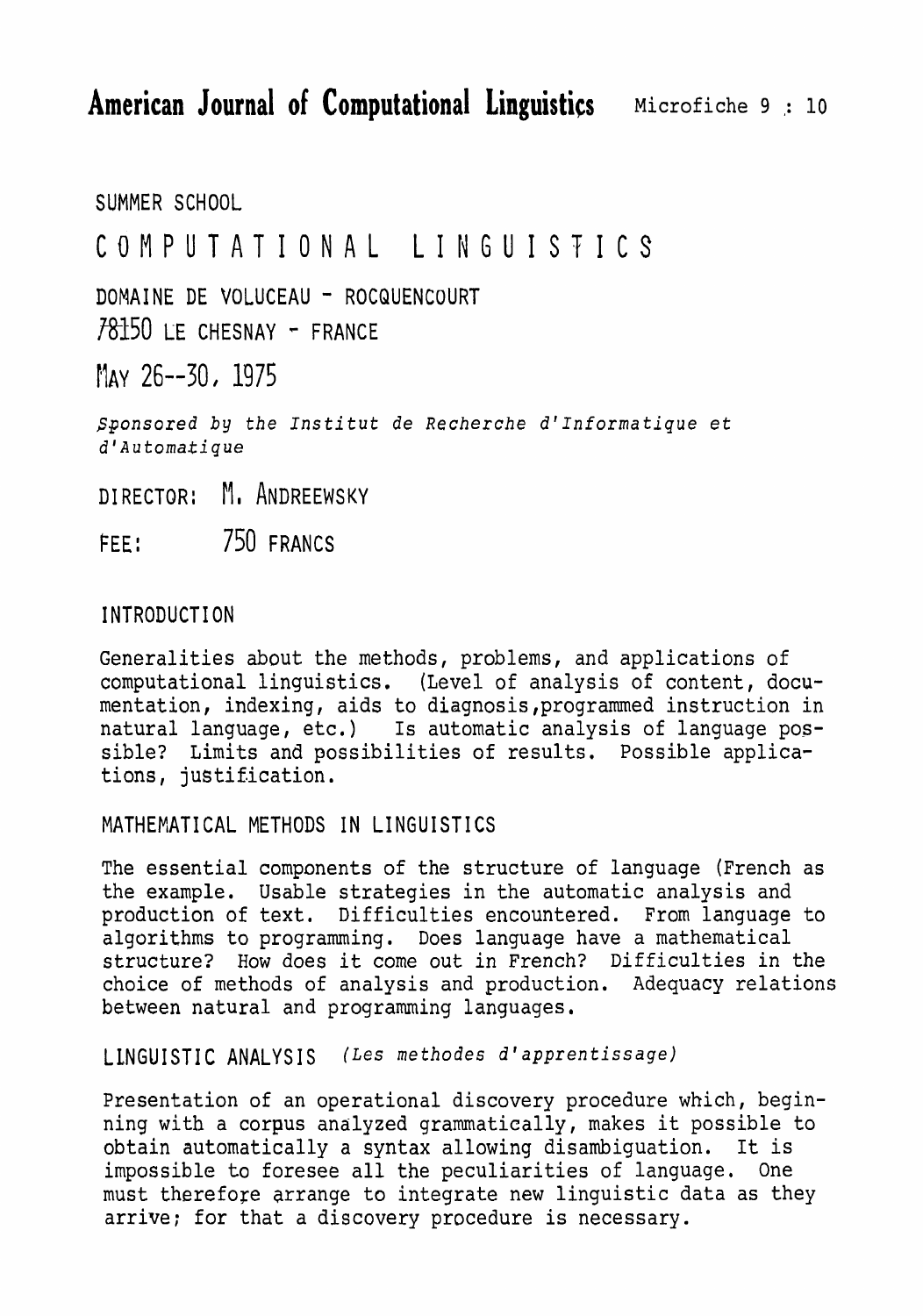SUMMER SCHOOL

# COMPUTATIONAL LINGUISTICS

DOMAINE DE VOLUCEAU - ROCQUENCOURT
78150 LE CHESNAY - FRANCE

MAY 26--30, 1975

*Sponsored by the Institut de Recherche d'Informatique et d'Automatique*

DIRECTOR: M. ANDREEWSKY

FEE: 750 FRANCS

## INTRODUCTION

Generalities about the methods, problems, and applications of computational linguistics. (Level of analysis of content, documentation, indexing, aids to diagnosis, programmed instruction in natural language, etc.) Is automatic analysis of language possible? Limits and possibilities of results. Possible applications, justification.

## MATHEMATICAL METHODS IN LINGUISTICS

The essential components of the structure of language (French as the example. Usable strategies in the automatic analysis and production of text. Difficulties encountered. From language to algorithms to programming. Does language have a mathematical structure? How does it come out in French? Difficulties in the choice of methods of analysis and production. Adequacy relations between natural and programming languages.

## LINGUISTIC ANALYSIS *(Les methodes d'apprentissage)*

Presentation of an operational discovery procedure which, beginning with a corpus analyzed grammatically, makes it possible to obtain automatically a syntax allowing disambiguation. It is impossible to foresee all the peculiarities of language. One must therefore arrange to integrate new linguistic data as they arrive; for that a discovery procedure is necessary.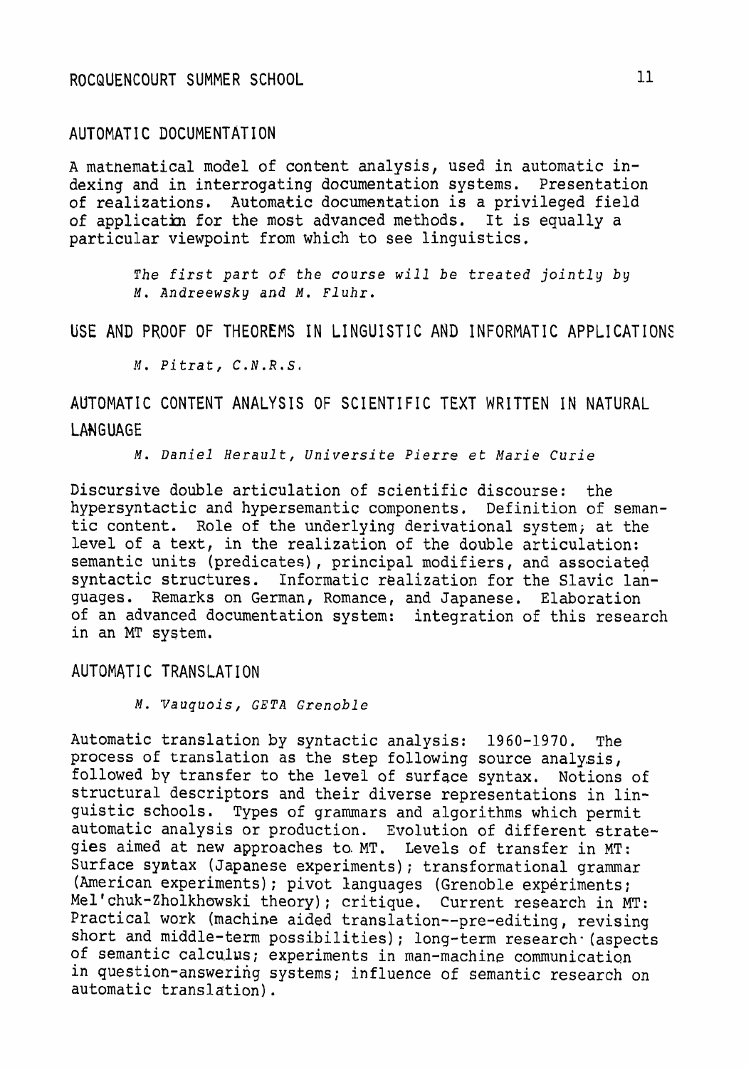## AUTOMATIC DOCUMENTATION

A matnematical model of content analysis, used in automatic indexing and in interrogating documentation systems. Presentation of realizations. Automatic documentation is a privileged field of applicatin for the most advanced methods. It is equally a particular viewpoint from which to see linguistics.

*The first part of the course will be treated jointly by M. Andreewsky and M. Fluhr.*

## USE AND PROOF OF THEOREMS IN LINGUISTIC AND INFORMATIC APPLICATIONS

*M. Pitrat, C.N.R.S.*

## AUTOMATIC CONTENT ANALYSIS OF SCIENTIFIC TEXT WRITTEN IN NATURAL LANGUAGE

*M. Daniel Herault, Universite Pierre et Marie Curie*

Discursive double articulation of scientific discourse: the hypersyntactic and hypersemantic components. Definition of semantic content. Role of the underlying derivational system; at the level of a text, in the realization of the double articulation: semantic units (predicates), principal modifiers, and associated syntactic structures. Informatic realization for the Slavic languages. Remarks on German, Romance, and Japanese. Elaboration of an advanced documentation system: integration of this research in an MT system.

## AUTOMATIC TRANSLATION

*M. Vauquois, GETA Grenoble*

Automatic translation by syntactic analysis: 1960-1970. The process of translation as the step following source analysis, followed by transfer to the level of surface syntax. Notions of structural descriptors and their diverse representations in linguistic schools. Types of grammars and algorithms which permit automatic analysis or production. Evolution of different strategies aimed at new approaches to MT. Levels of transfer in MT: Surface syntax (Japanese experiments); transformational grammar (American experiments); pivot languages (Grenoble expériments; Mel'chuk-Zholkhowski theory); critique. Current research in MT: Practical work (machine aided translation--pre-editing, revising short and middle-term possibilities); long-term research (aspects of semantic calculus; experiments in man-machine communication in question-answering systems; influence of semantic research on automatic translation).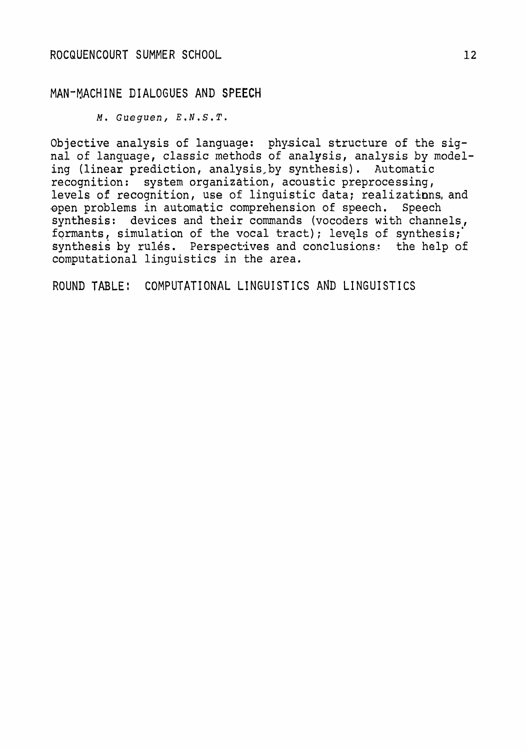## MAN-MACHINE DIALOGUES AND SPEECH

*M. Gueguen, E.N.S.T.*

Objective analysis of language: physical structure of the signal of language, classic methods of analysis, analysis by modeling (linear prediction, analysis by synthesis). Automatic recognition: system organization, acoustic preprocessing, levels of recognition, use of linguistic data; realizations and open problems in automatic comprehension of speech. Speech synthesis: devices and their commands (vocoders with channels, formants, simulation of the vocal tract); levels of synthesis; synthesis by rulés. Perspectives and conclusions: the help of computational linguistics in the area.

## ROUND TABLE: COMPUTATIONAL LINGUISTICS AND LINGUISTICS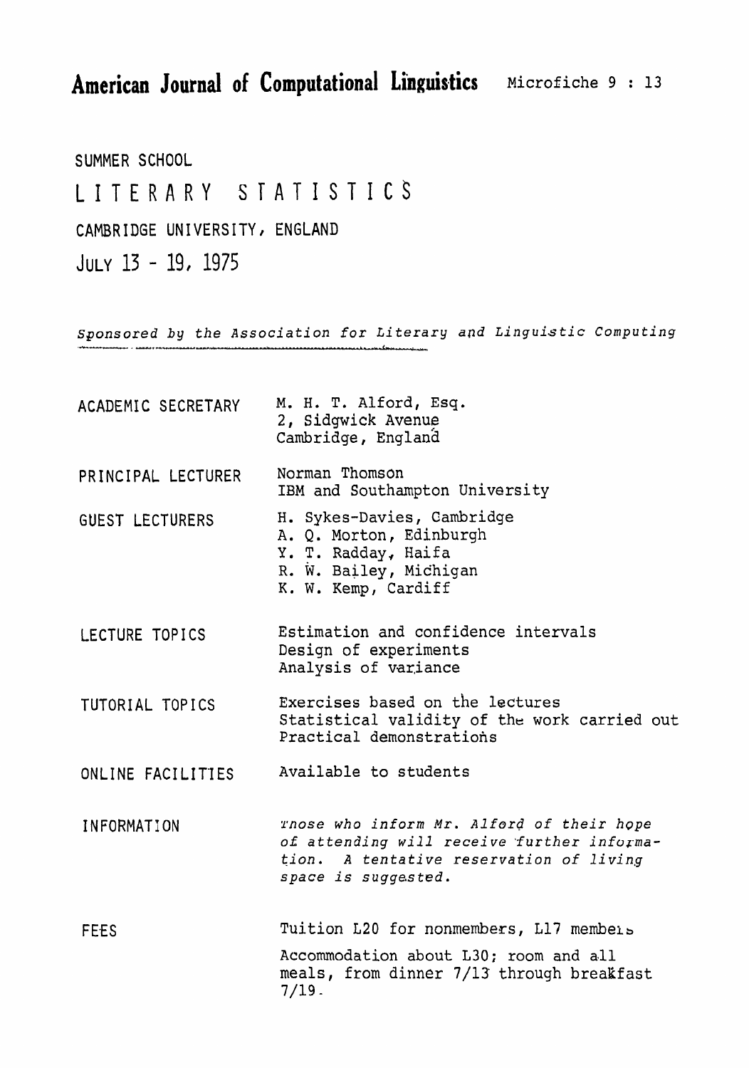# SUMMER SCHOOL

## LITERARY STATISTICS

CAMBRIDGE UNIVERSITY, ENGLAND

JULY 13 - 19, 1975

*Sponsored by the Association for Literary and Linguistic Computing*

| | |
|---|---|
| ACADEMIC SECRETARY | M. H. T. Alford, Esq.<br>2, Sidgwick Avenue<br>Cambridge, England |
| PRINCIPAL LECTURER | Norman Thomson<br>IBM and Southampton University |
| GUEST LECTURERS | H. Sykes-Davies, Cambridge<br>A. Q. Morton, Edinburgh<br>Y. T. Radday, Haifa<br>R. W. Bailey, Michigan<br>K. W. Kemp, Cardiff |
| LECTURE TOPICS | Estimation and confidence intervals<br>Design of experiments<br>Analysis of variance |
| TUTORIAL TOPICS | Exercises based on the lectures<br>Statistical validity of the work carried out<br>Practical demonstrations |
| ONLINE FACILITIES | Available to students |
| INFORMATION | *Those who inform Mr. Alford of their hope of attending will receive further information. A tentative reservation of living space is suggested.* |
| FEES | Tuition L20 for nonmembers, L17 members<br>Accommodation about L30; room and all meals, from dinner 7/13 through breakfast 7/19. |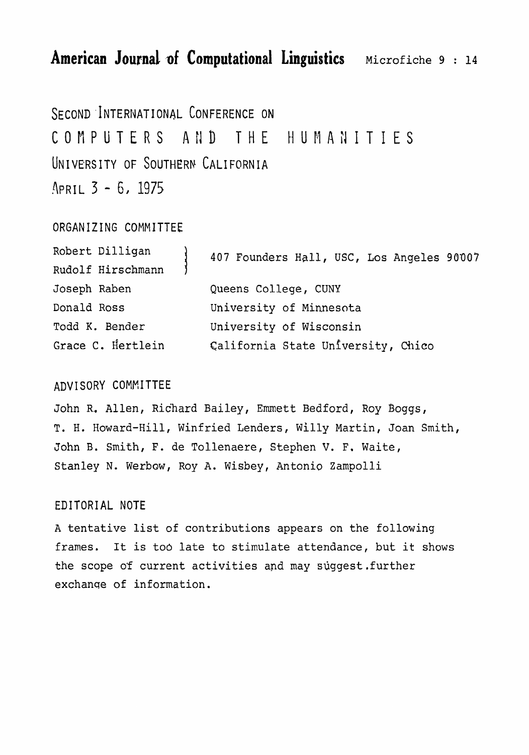# American Journal of Computational Linguistics

# SECOND INTERNATIONAL CONFERENCE ON COMPUTERS AND THE HUMANITIES

UNIVERSITY OF SOUTHERN CALIFORNIA

APRIL 3 - 6, 1975

## ORGANIZING COMMITTEE

| | |
|---|---|
| Robert Dilligan<br>Rudolf Hirschmann | 407 Founders Hall, USC, Los Angeles 90007 |
| Joseph Raben | Queens College, CUNY |
| Donald Ross | University of Minnesota |
| Todd K. Bender | University of Wisconsin |
| Grace C. Hertlein | California State University, Chico |

## ADVISORY COMMITTEE

John R. Allen, Richard Bailey, Emmett Bedford, Roy Boggs, T. H. Howard-Hill, Winfried Lenders, Willy Martin, Joan Smith, John B. Smith, F. de Tollenaere, Stephen V. F. Waite, Stanley N. Werbow, Roy A. Wisbey, Antonio Zampolli

## EDITORIAL NOTE

A tentative list of contributions appears on the following frames. It is too late to stimulate attendance, but it shows the scope of current activities and may suggest further exchange of information.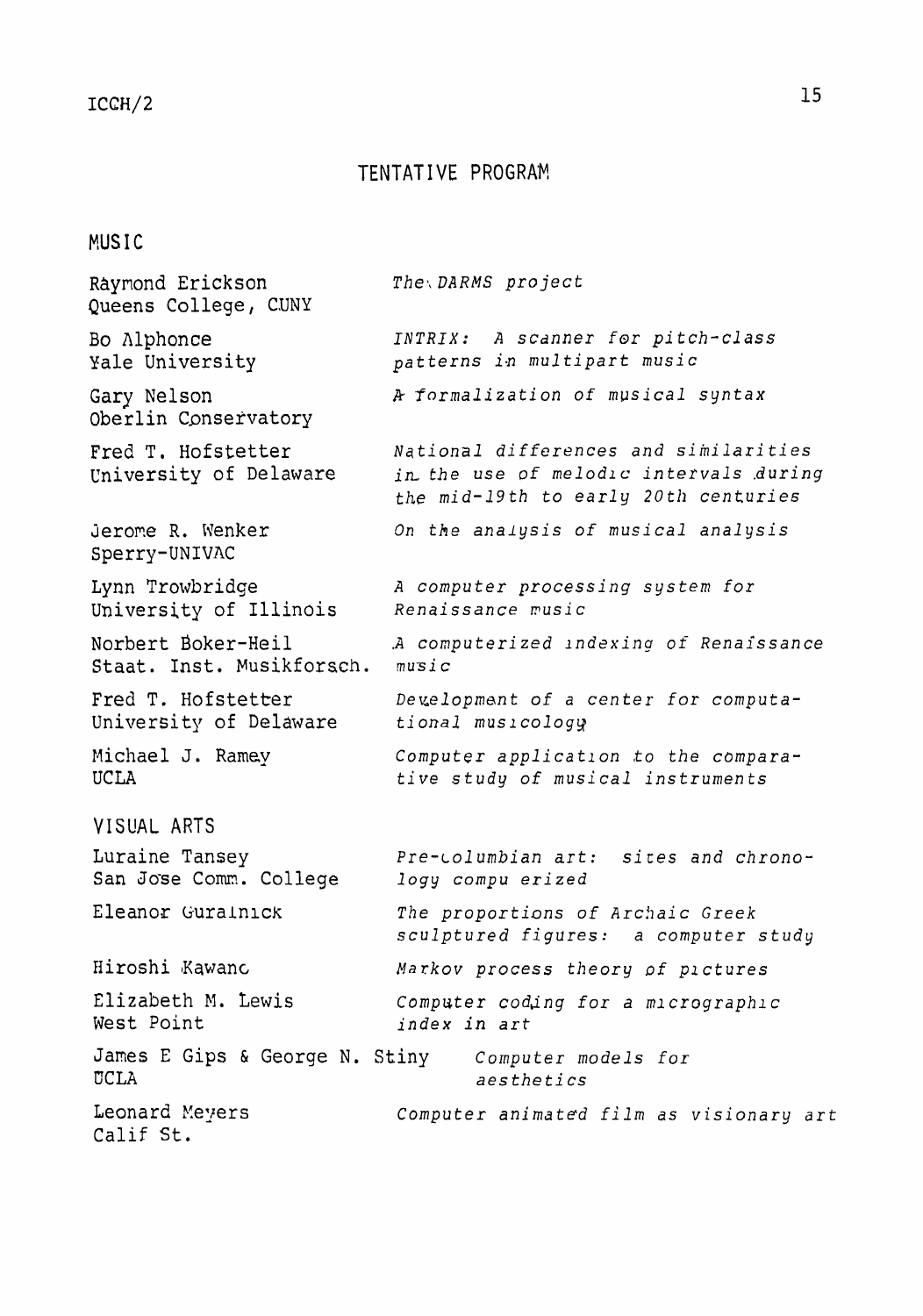# TENTATIVE PROGRAM

## MUSIC

| | |
|---|---|
| Raymond Erickson<br>Queens College, CUNY | *The DARMS project* |
| Bo Alphonce<br>Yale University | *INTRIX: A scanner for pitch-class patterns in multipart music* |
| Gary Nelson<br>Oberlin Conservatory | *A formalization of musical syntax* |
| Fred T. Hofstetter<br>University of Delaware | *National differences and similarities in the use of melodic intervals during the mid-19th to early 20th centuries* |
| Jerome R. Wenker<br>Sperry-UNIVAC | *On the analysis of musical analysis* |
| Lynn Trowbridge<br>University of Illinois | *A computer processing system for Renaissance music* |
| Norbert Boker-Heil<br>Staat. Inst. Musikforsch. | *A computerized indexing of Renaissance music* |
| Fred T. Hofstetter<br>University of Delaware | *Development of a center for computational musicology* |
| Michael J. Ramey<br>UCLA | *Computer application to the comparative study of musical instruments* |

## VISUAL ARTS

| | |
|---|---|
| Luraine Tansey<br>San Jose Comm. College | *Pre-Columbian art: sites and chronology compu erized* |
| Eleanor Guralnick | *The proportions of Archaic Greek sculptured figures: a computer study* |
| Hiroshi Kawano | *Markov process theory of pictures* |
| Elizabeth M. Lewis<br>West Point | *Computer coding for a micrographic index in art* |
| James E Gips & George N. Stiny<br>UCLA | *Computer models for aesthetics* |
| Leonard Meyers<br>Calif St. | *Computer animated film as visionary art* |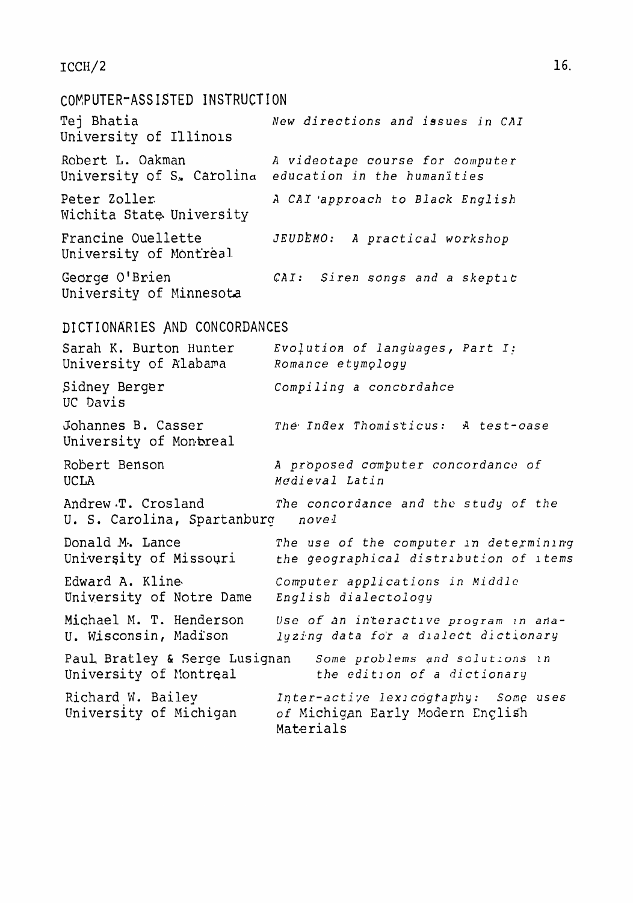## COMPUTER-ASSISTED INSTRUCTION

Tej Bhatia
University of Illinois
*New directions and issues in CAI*

Robert L. Oakman
University of S. Carolina
*A videotape course for computer education in the humanities*

Peter Zoller
Wichita State University
*A CAI approach to Black English*

Francine Ouellette
University of Montréal
*JEUDÉMO: A practical workshop*

George O'Brien
University of Minnesota
*CAI: Siren songs and a skeptic*

## DICTIONARIES AND CONCORDANCES

Sarah K. Burton Hunter
University of Alabama
*Evolution of languages, Part I: Romance etymology*

Sidney Berger
UC Davis
*Compiling a concordance*

Johannes B. Casser
University of Montreal
*The Index Thomisticus: A test-case*

Robert Benson
UCLA
*A proposed computer concordance of Medieval Latin*

Andrew T. Crosland
U. S. Carolina, Spartanburg
*The concordance and the study of the novel*

Donald M. Lance
University of Missouri
*The use of the computer in determining the geographical distribution of items*

Edward A. Kline
University of Notre Dame
*Computer applications in Middle English dialectology*

Michael M. T. Henderson
U. Wisconsin, Madison
*Use of an interactive program in analyzing data for a dialect dictionary*

Paul Bratley & Serge Lusignan
University of Montreal
*Some problems and solutions in the edition of a dictionary*

Richard W. Bailey
University of Michigan
*Inter-active lexicography: Some uses of* Michigan Early Modern English Materials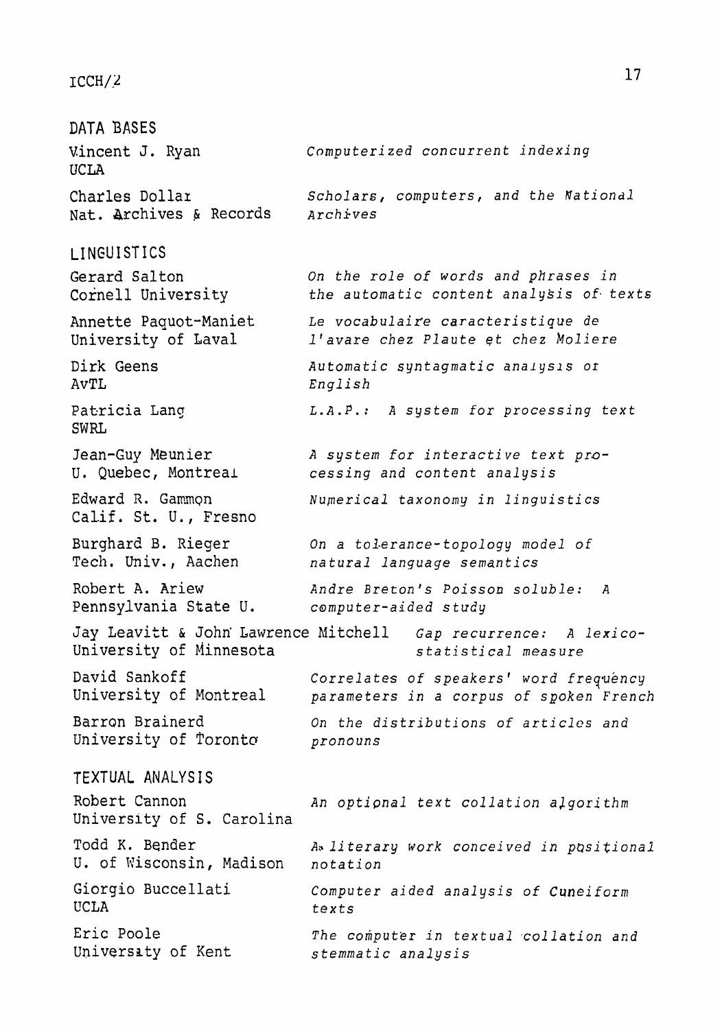## DATA BASES

| | |
|---|---|
| Vincent J. Ryan<br>UCLA | *Computerized concurrent indexing* |
| Charles Dollar<br>Nat. Archives & Records | *Scholars, computers, and the National Archives* |

## LINGUISTICS

| | |
|---|---|
| Gerard Salton<br>Cornell University | *On the role of words and phrases in the automatic content analysis of texts* |
| Annette Paquot-Maniet<br>University of Laval | *Le vocabulaire caracteristique de l'avare chez Plaute et chez Moliere* |
| Dirk Geens<br>AvTL | *Automatic syntagmatic analysis of English* |
| Patricia Lang<br>SWRL | *L.A.P.: A system for processing text* |
| Jean-Guy Meunier<br>U. Quebec, Montreal | *A system for interactive text processing and content analysis* |
| Edward R. Gammon<br>Calif. St. U., Fresno | *Numerical taxonomy in linguistics* |
| Burghard B. Rieger<br>Tech. Univ., Aachen | *On a tolerance-topology model of natural language semantics* |
| Robert A. Ariew<br>Pennsylvania State U. | *Andre Breton's Poisson soluble: A computer-aided study* |
| Jay Leavitt & John Lawrence Mitchell<br>University of Minnesota | *Gap recurrence: A lexico-statistical measure* |
| David Sankoff<br>University of Montreal | *Correlates of speakers' word frequency parameters in a corpus of spoken French* |
| Barron Brainerd<br>University of Toronto | *On the distributions of articles and pronouns* |

## TEXTUAL ANALYSIS

| | |
|---|---|
| Robert Cannon<br>University of S. Carolina | *An optional text collation algorithm* |
| Todd K. Bender<br>U. of Wisconsin, Madison | *A literary work conceived in positional notation* |
| Giorgio Buccellati<br>UCLA | *Computer aided analysis of Cuneiform texts* |
| Eric Poole<br>University of Kent | *The computer in textual collation and stemmatic analysis* |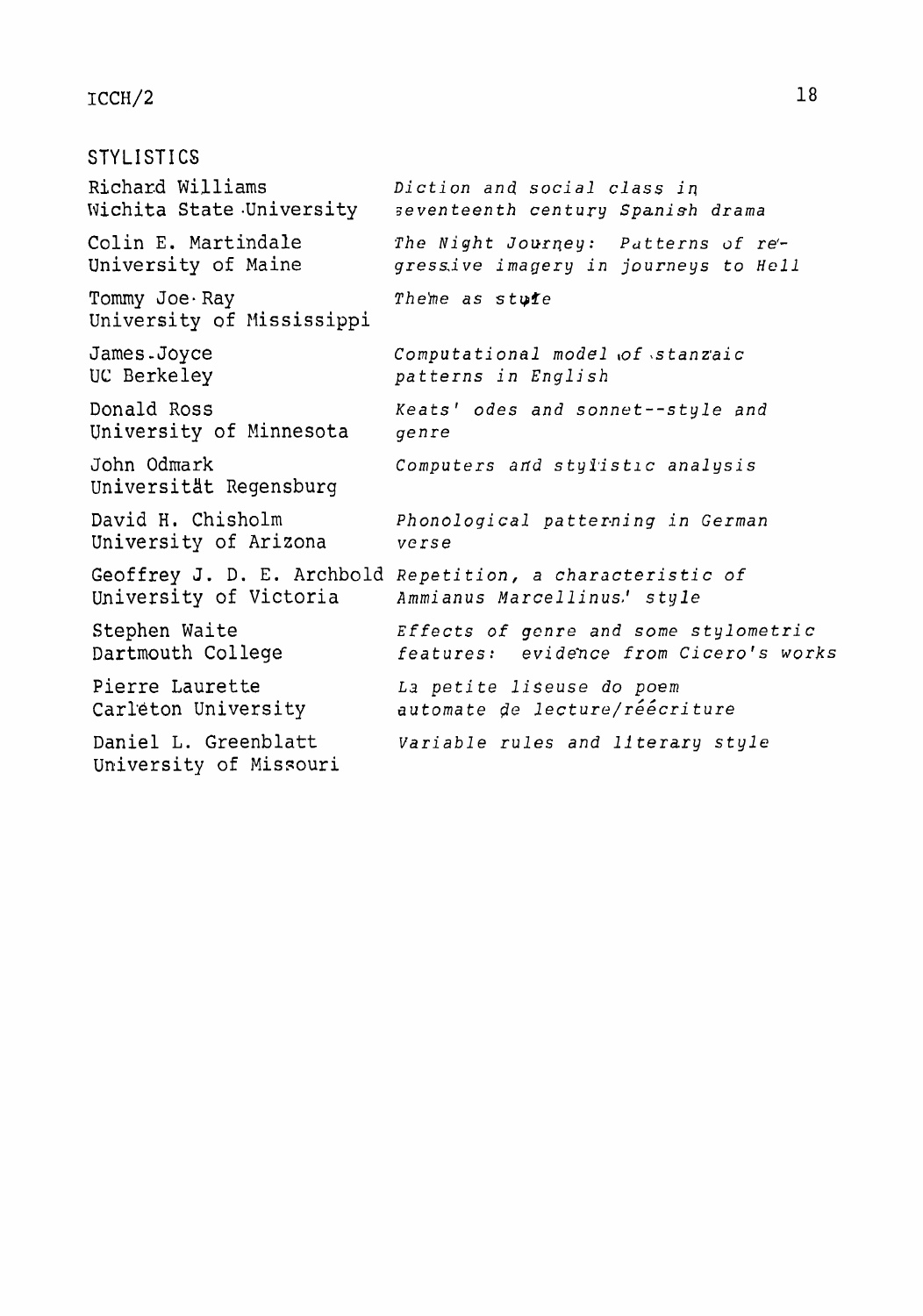## STYLISTICS

| | |
|---|---|
| Richard Williams<br>Wichita State University | *Diction and social class in seventeenth century Spanish drama* |
| Colin E. Martindale<br>University of Maine | *The Night Journey: Patterns of regressive imagery in journeys to Hell* |
| Tommy Joe Ray<br>University of Mississippi | *Theme as style* |
| James Joyce<br>UC Berkeley | *Computational model of stanzaic patterns in English* |
| Donald Ross<br>University of Minnesota | *Keats' odes and sonnet--style and genre* |
| John Odmark<br>Universität Regensburg | *Computers and stylistic analysis* |
| David H. Chisholm<br>University of Arizona | *Phonological patterning in German verse* |
| Geoffrey J. D. E. Archbold<br>University of Victoria | *Repetition, a characteristic of Ammianus Marcellinus' style* |
| Stephen Waite<br>Dartmouth College | *Effects of genre and some stylometric features: evidence from Cicero's works* |
| Pierre Laurette<br>Carleton University | *La petite liseuse do poem automate de lecture/réécriture* |
| Daniel L. Greenblatt<br>University of Missouri | *Variable rules and literary style* |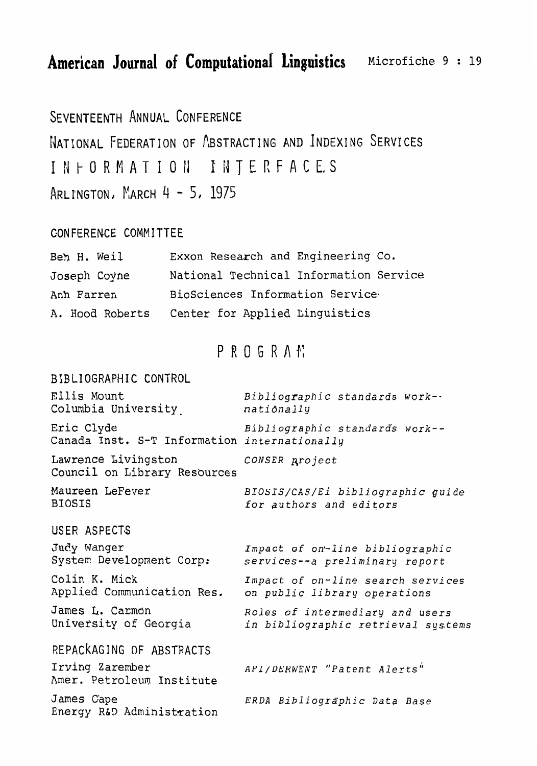**American Journal of Computational Linguistics** Microfiche 9 : 19

# SEVENTEENTH ANNUAL CONFERENCE

# NATIONAL FEDERATION OF ABSTRACTING AND INDEXING SERVICES

# INFORMATION INTERFACES

## ARLINGTON, MARCH 4 - 5, 1975

### CONFERENCE COMMITTEE

| | |
|---|---|
| Ben H. Weil | Exxon Research and Engineering Co. |
| Joseph Coyne | National Technical Information Service |
| Ann Farren | BioSciences Information Service |
| A. Hood Roberts | Center for Applied Linguistics |

## PROGRAM

### BIBLIOGRAPHIC CONTROL

| | |
|---|---|
| Ellis Mount<br>Columbia University | *Bibliographic standards work--nationally* |
| Eric Clyde<br>Canada Inst. S-T Information | *Bibliographic standards work--internationally* |
| Lawrence Livingston<br>Council on Library Resources | *CONSER project* |
| Maureen LeFever<br>BIOSIS | *BIOSIS/CAS/Ei bibliographic guide for authors and editors* |

### USER ASPECTS

| | |
|---|---|
| Judy Wanger<br>System Development Corp. | *Impact of on-line bibliographic services--a preliminary report* |
| Colin K. Mick<br>Applied Communication Res. | *Impact of on-line search services on public library operations* |
| James L. Carmon<br>University of Georgia | *Roles of intermediary and users in bibliographic retrieval systems* |

### REPACKAGING OF ABSTRACTS

| | |
|---|---|
| Irving Zarember<br>Amer. Petroleum Institute | *API/DERWENT "Patent Alerts"* |
| James Cape<br>Energy R&D Administration | *ERDA Bibliographic Data Base* |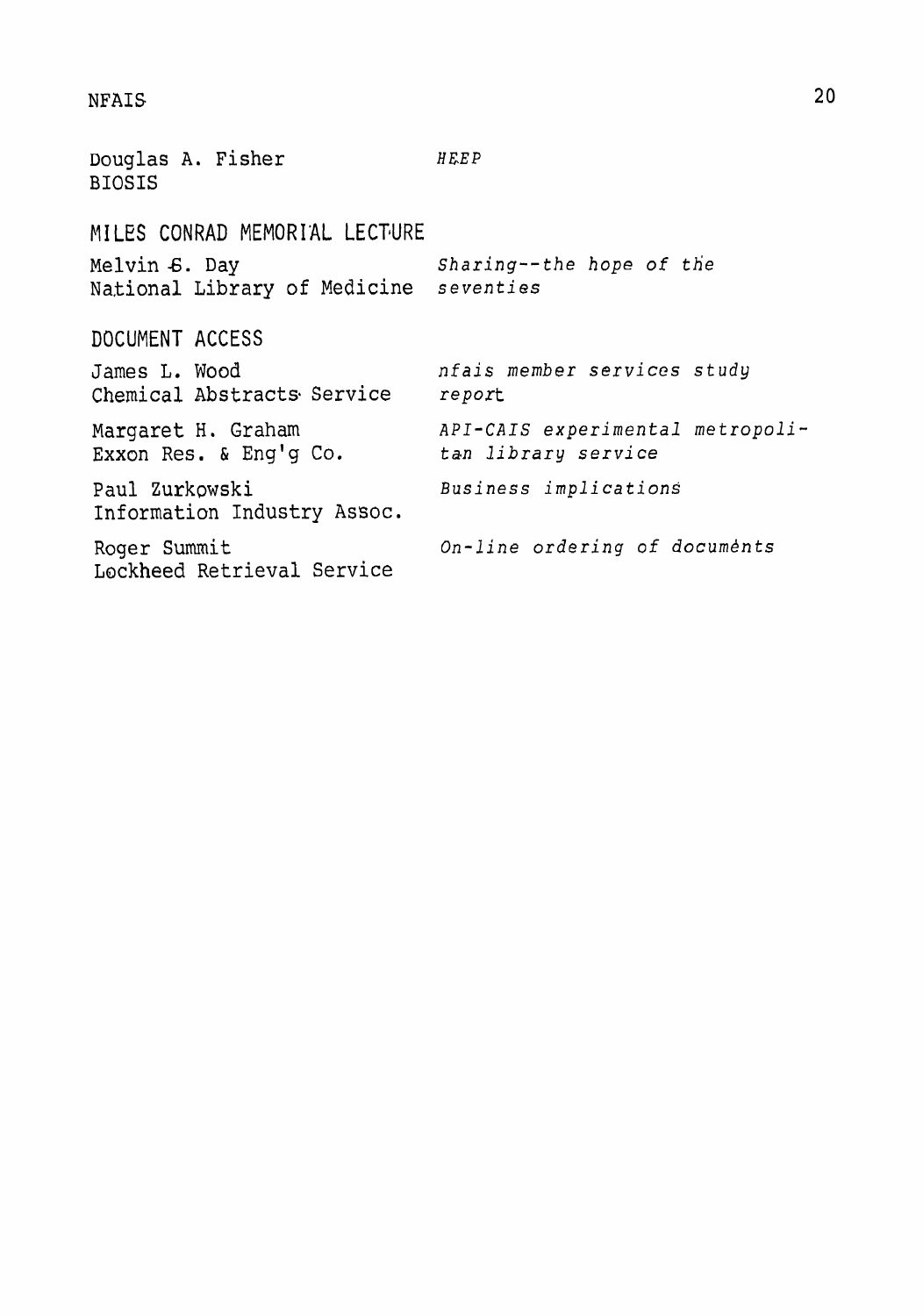Douglas A. Fisher  
BIOSIS — *HEEP*

## MILES CONRAD MEMORIAL LECTURE

Melvin S. Day  
National Library of Medicine — *Sharing--the hope of the seventies*

## DOCUMENT ACCESS

James L. Wood  
Chemical Abstracts Service — *nfais member services study report*

Margaret H. Graham  
Exxon Res. & Eng'g Co. — *API-CAIS experimental metropolitan library service*

Paul Zurkowski  
Information Industry Assoc. — *Business implications*

Roger Summit  
Lockheed Retrieval Service — *On-line ordering of documents*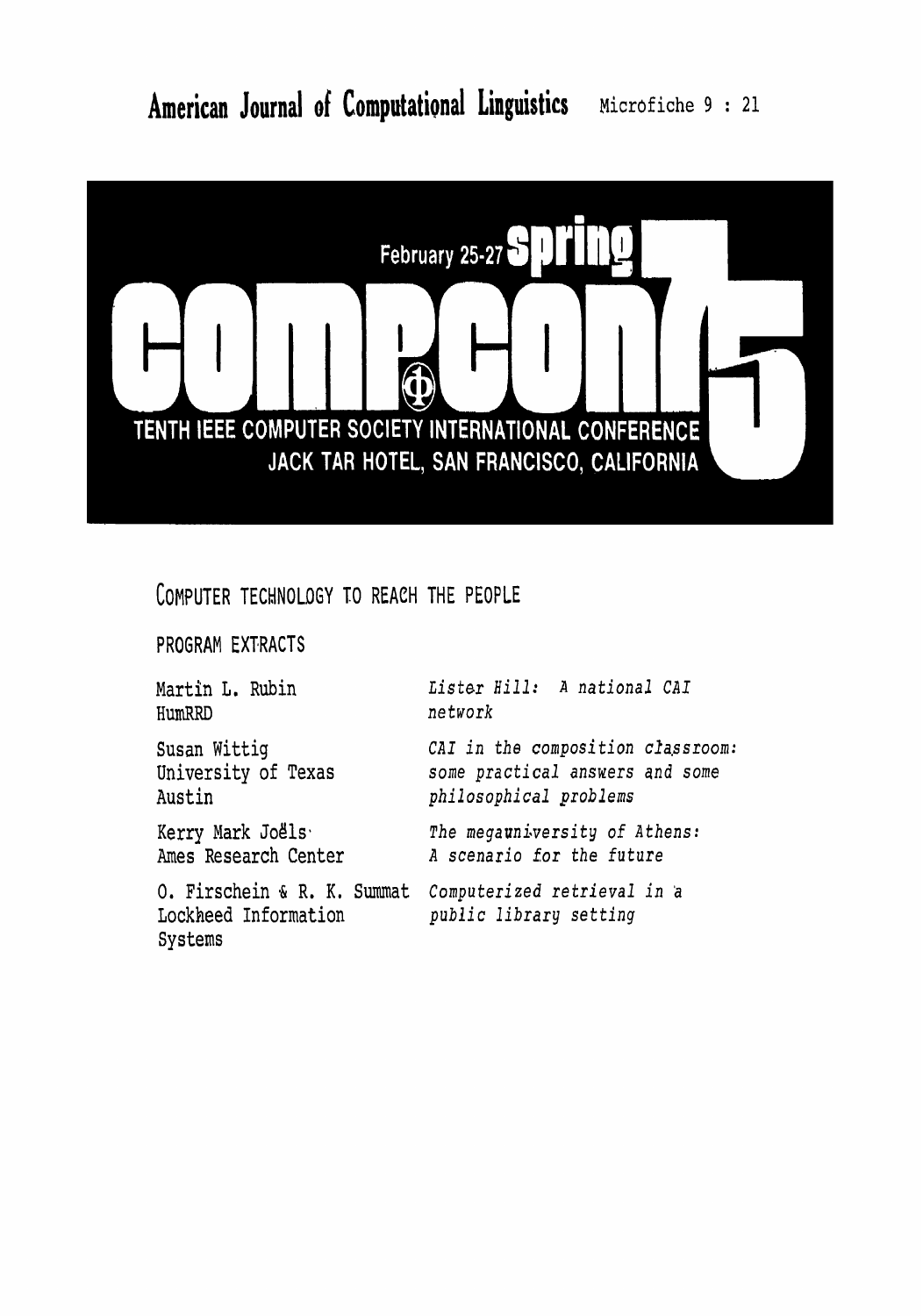February 25-27 **spring**

# COMPCON 75

**TENTH IEEE COMPUTER SOCIETY INTERNATIONAL CONFERENCE**
**JACK TAR HOTEL, SAN FRANCISCO, CALIFORNIA**

## COMPUTER TECHNOLOGY TO REACH THE PEOPLE

### PROGRAM EXTRACTS

| | |
|---|---|
| Martin L. Rubin<br>HumRRD | *Lister Hill: A national CAI network* |
| Susan Wittig<br>University of Texas<br>Austin | *CAI in the composition classroom: some practical answers and some philosophical problems* |
| Kerry Mark Joëls<br>Ames Research Center | *The megauniversity of Athens: A scenario for the future* |
| O. Firschein & R. K. Summat<br>Lockheed Information Systems | *Computerized retrieval in a public library setting* |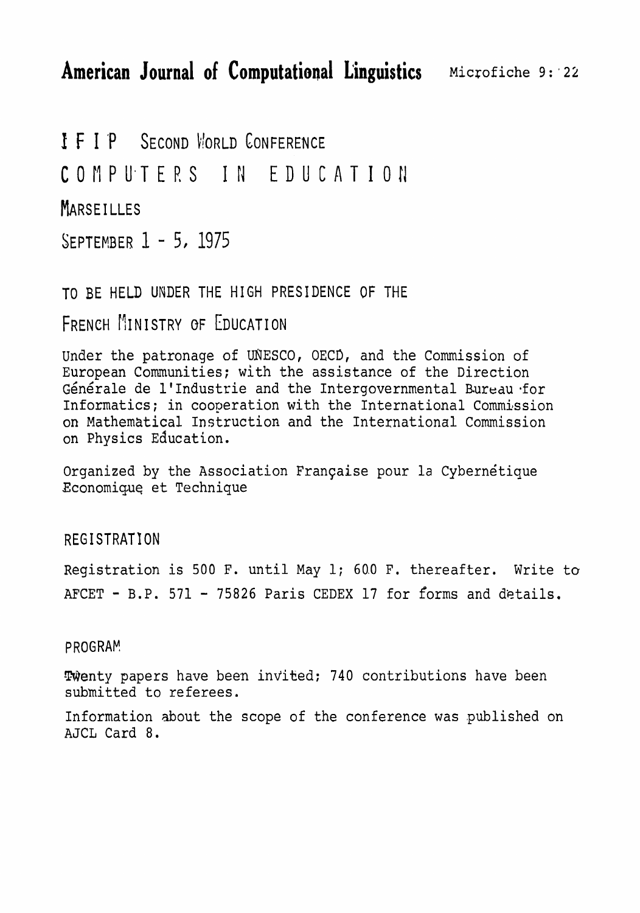# IFIP Second World Conference

# COMPUTERS IN EDUCATION

## MARSEILLES

## SEPTEMBER 1 - 5, 1975

TO BE HELD UNDER THE HIGH PRESIDENCE OF THE

FRENCH MINISTRY OF EDUCATION

Under the patronage of UNESCO, OECD, and the Commission of European Communities; with the assistance of the Direction Générale de l'Industrie and the Intergovernmental Bureau for Informatics; in cooperation with the International Commission on Mathematical Instruction and the International Commission on Physics Education.

Organized by the Association Française pour la Cybernétique Economique et Technique

### REGISTRATION

Registration is 500 F. until May 1; 600 F. thereafter. Write to AFCET - B.P. 571 - 75826 Paris CEDEX 17 for forms and details.

### PROGRAM

Twenty papers have been invited; 740 contributions have been submitted to referees.

Information about the scope of the conference was published on AJCL Card 8.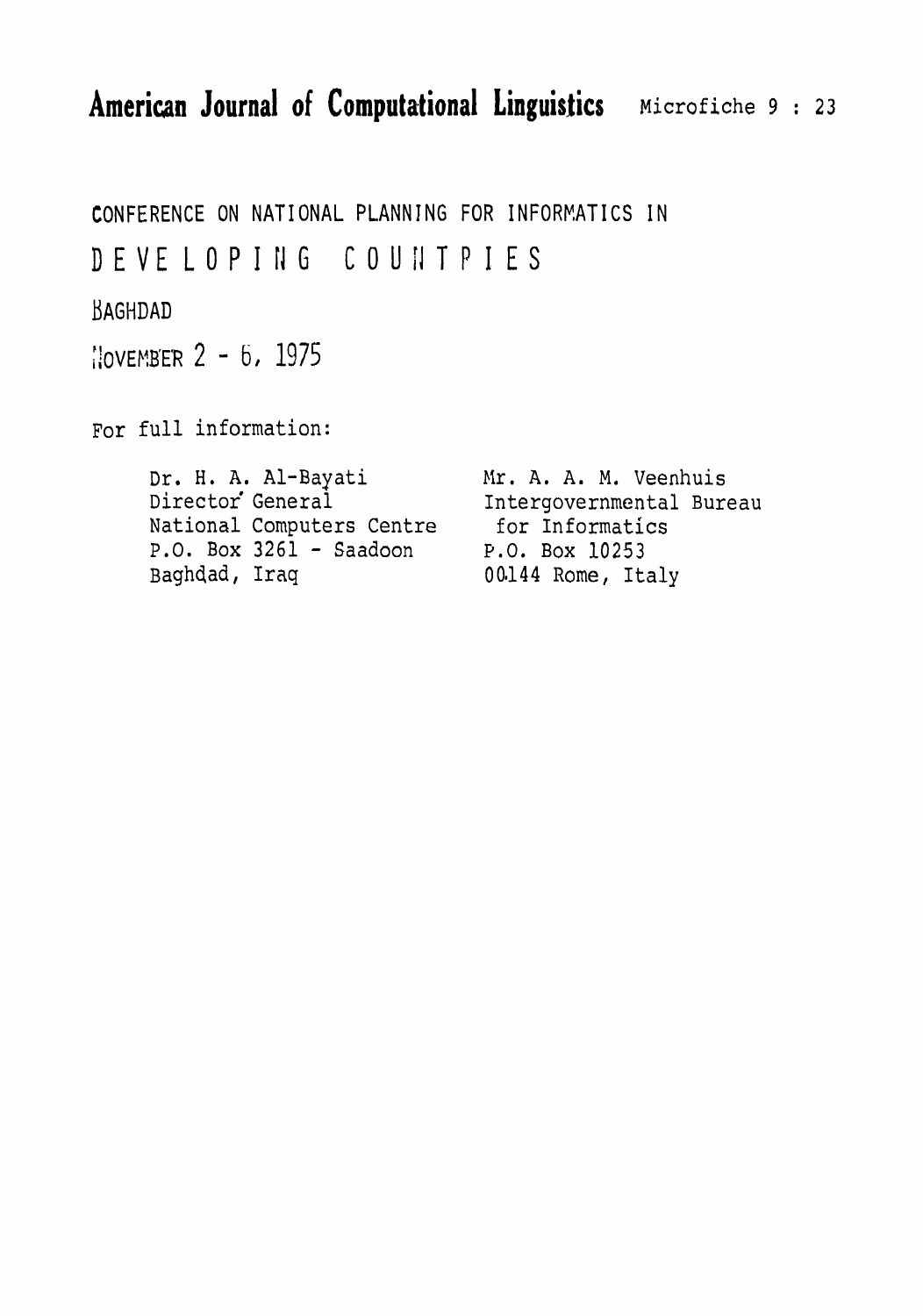CONFERENCE ON NATIONAL PLANNING FOR INFORMATICS IN

# DEVELOPING COUNTRIES

BAGHDAD

NOVEMBER 2 - 6, 1975

For full information:

Dr. H. A. Al-Bayati
Director General
National Computers Centre
P.O. Box 3261 - Saadoon
Baghdad, Iraq

Mr. A. A. M. Veenhuis
Intergovernmental Bureau
for Informatics
P.O. Box 10253
00144 Rome, Italy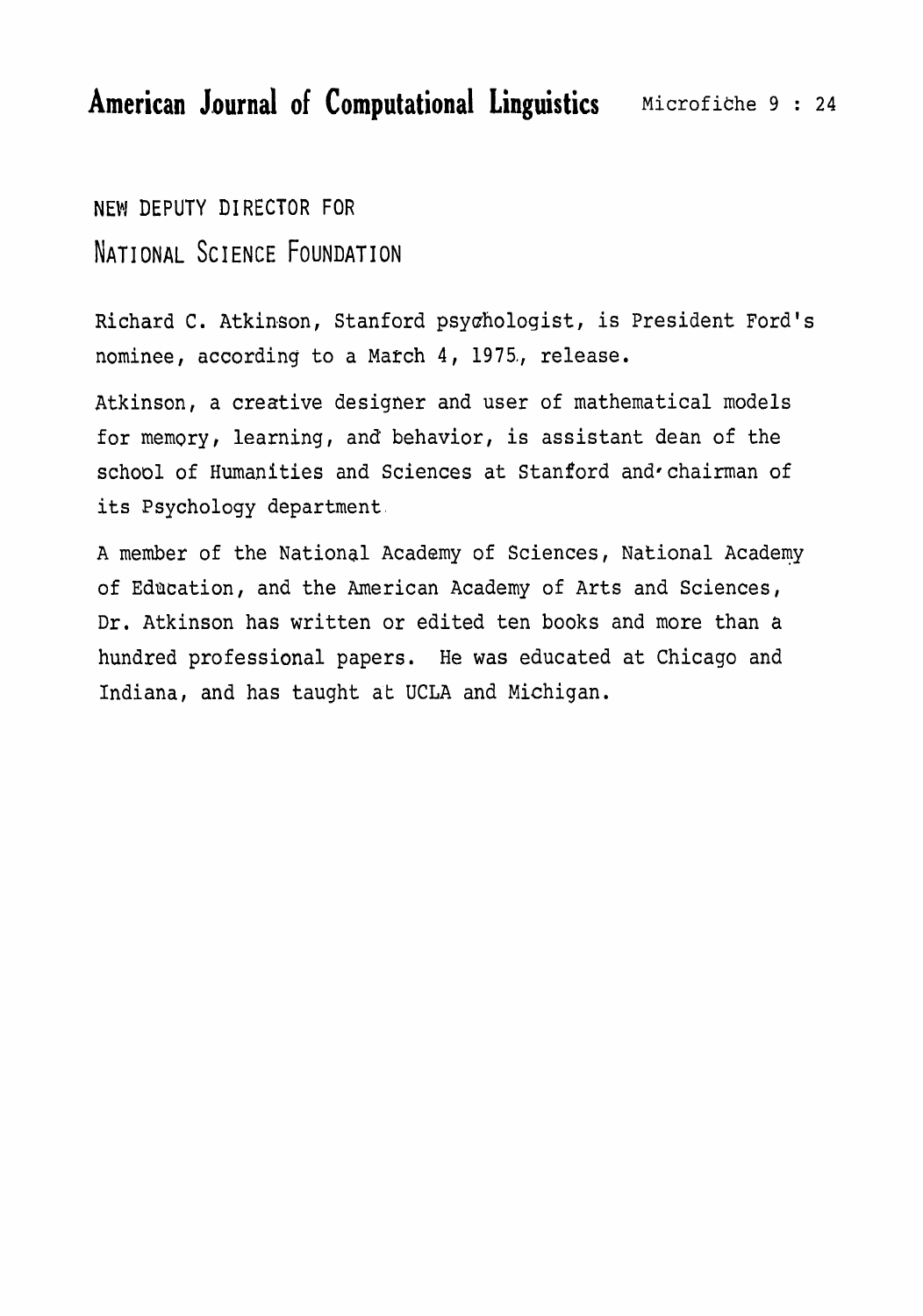## NEW DEPUTY DIRECTOR FOR NATIONAL SCIENCE FOUNDATION

Richard C. Atkinson, Stanford psychologist, is President Ford's nominee, according to a March 4, 1975, release.

Atkinson, a creative designer and user of mathematical models for memory, learning, and behavior, is assistant dean of the school of Humanities and Sciences at Stanford and chairman of its Psychology department.

A member of the National Academy of Sciences, National Academy of Education, and the American Academy of Arts and Sciences, Dr. Atkinson has written or edited ten books and more than a hundred professional papers. He was educated at Chicago and Indiana, and has taught at UCLA and Michigan.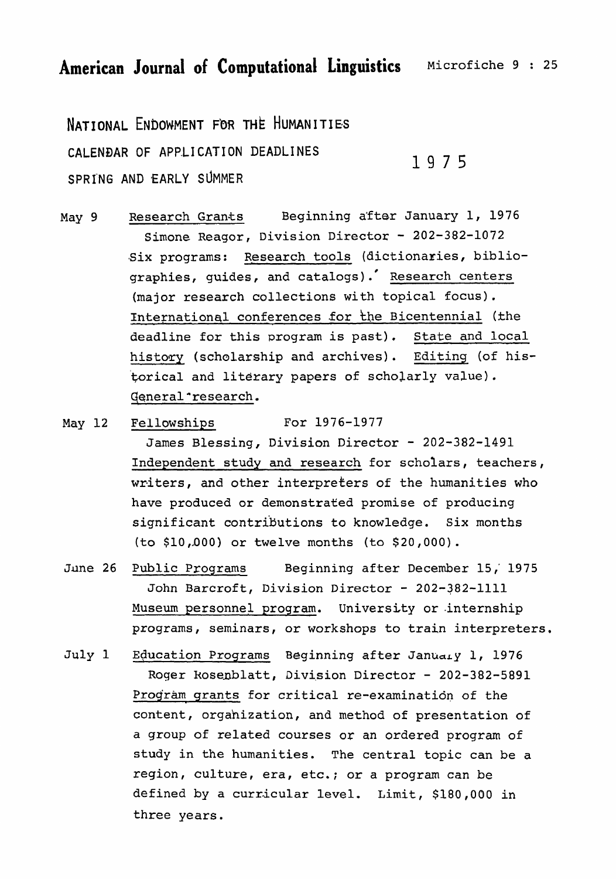# NATIONAL ENDOWMENT FOR THE HUMANITIES

## CALENDAR OF APPLICATION DEADLINES 1975

## SPRING AND EARLY SUMMER

**May 9** — Research Grants — Beginning after January 1, 1976

Simone Reagor, Division Director - 202-382-1072

Six programs: Research tools (dictionaries, bibliographies, guides, and catalogs). Research centers (major research collections with topical focus). International conferences for the Bicentennial (the deadline for this program is past). State and local history (scholarship and archives). Editing (of historical and literary papers of scholarly value). General research.

**May 12** — Fellowships — For 1976-1977

James Blessing, Division Director - 202-382-1491

Independent study and research for scholars, teachers, writers, and other interpreters of the humanities who have produced or demonstrated promise of producing significant contributions to knowledge. Six months (to $10,000) or twelve months (to $20,000).

**June 26** — Public Programs — Beginning after December 15, 1975

John Barcroft, Division Director - 202-382-1111

Museum personnel program. University or internship programs, seminars, or workshops to train interpreters.

**July 1** — Education Programs — Beginning after January 1, 1976

Roger Rosenblatt, Division Director - 202-382-5891

Program grants for critical re-examination of the content, organization, and method of presentation of a group of related courses or an ordered program of study in the humanities. The central topic can be a region, culture, era, etc.; or a program can be defined by a curricular level. Limit, $180,000 in three years.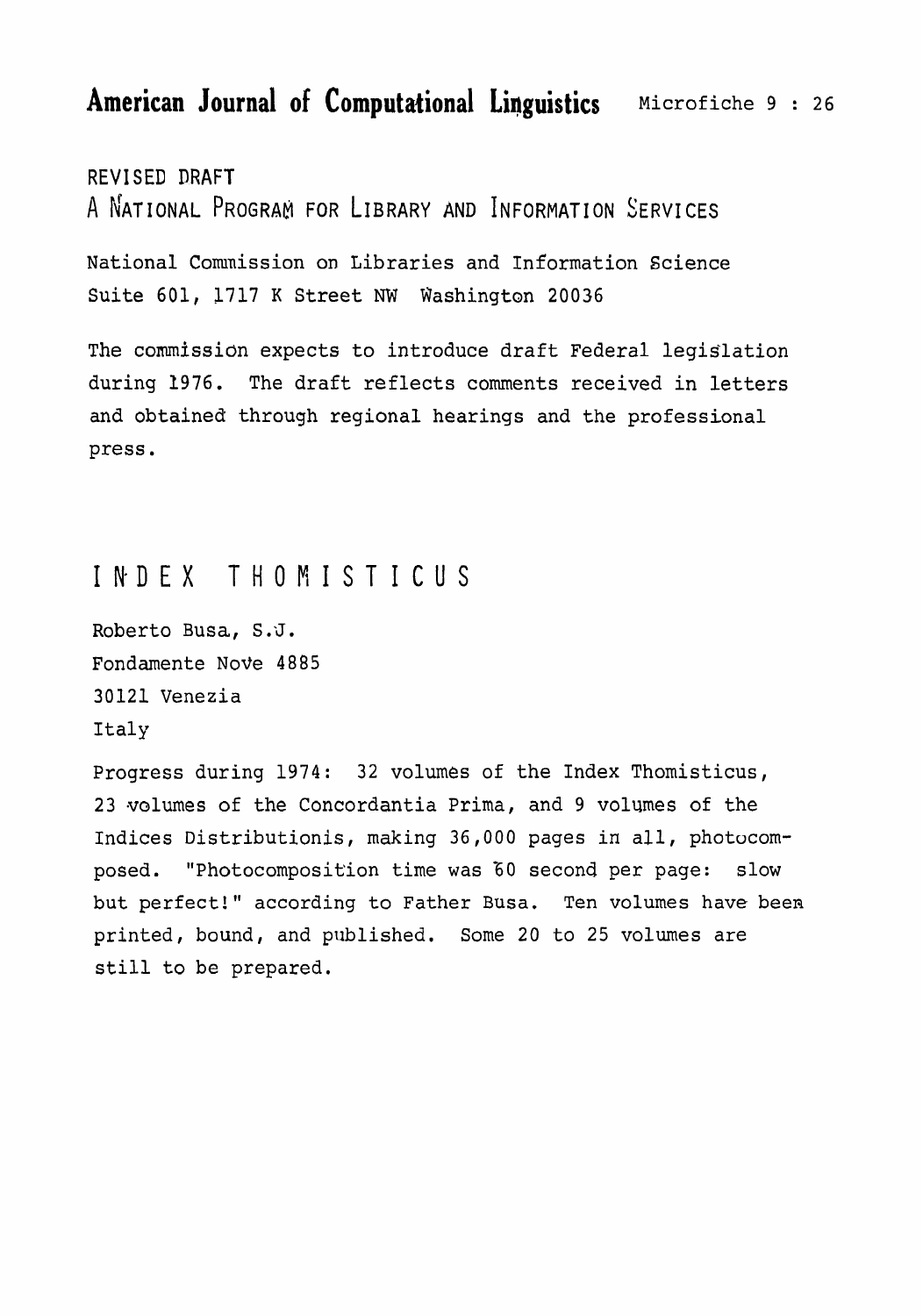REVISED DRAFT

## A NATIONAL PROGRAM FOR LIBRARY AND INFORMATION SERVICES

National Commission on Libraries and Information Science
Suite 601, 1717 K Street NW Washington 20036

The commission expects to introduce draft Federal legislation during 1976. The draft reflects comments received in letters and obtained through regional hearings and the professional press.

## INDEX THOMISTICUS

Roberto Busa, S.J.
Fondamente Nove 4885
30121 Venezia
Italy

Progress during 1974: 32 volumes of the Index Thomisticus, 23 volumes of the Concordantia Prima, and 9 volumes of the Indices Distributionis, making 36,000 pages in all, photocomposed. "Photocomposition time was 60 second per page: slow but perfect!" according to Father Busa. Ten volumes have been printed, bound, and published. Some 20 to 25 volumes are still to be prepared.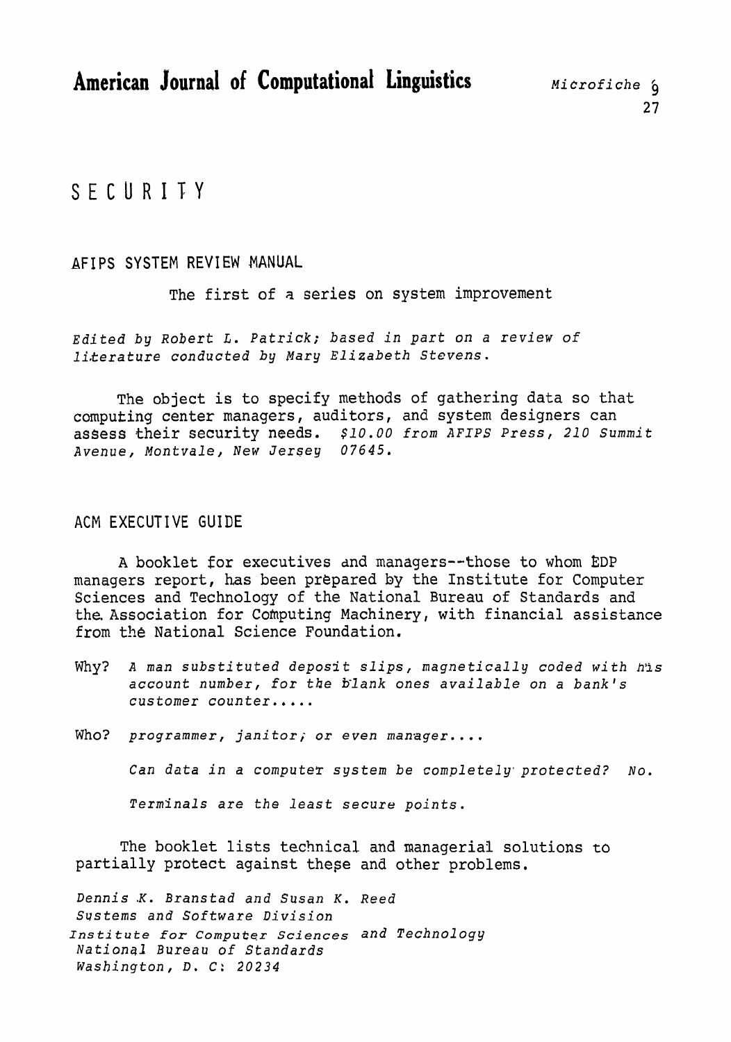// SECURITY

## AFIPS SYSTEM REVIEW MANUAL

The first of a series on system improvement

*Edited by Robert L. Patrick; based in part on a review of literature conducted by Mary Elizabeth Stevens.*

The object is to specify methods of gathering data so that computing center managers, auditors, and system designers can assess their security needs. *$10.00 from AFIPS Press, 210 Summit Avenue, Montvale, New Jersey 07645.*

## ACM EXECUTIVE GUIDE

A booklet for executives and managers--those to whom EDP managers report, has been prepared by the Institute for Computer Sciences and Technology of the National Bureau of Standards and the Association for Computing Machinery, with financial assistance from the National Science Foundation.

Why? *A man substituted deposit slips, magnetically coded with his account number, for the blank ones available on a bank's customer counter.....*

Who? *programmer, janitor, or even manager....*

*Can data in a computer system be completely protected? No.*

*Terminals are the least secure points.*

The booklet lists technical and managerial solutions to partially protect against these and other problems.

*Dennis K. Branstad and Susan K. Reed*
*Systems and Software Division*
*Institute for Computer Sciences and Technology*
*National Bureau of Standards*
*Washington, D. C. 20234*